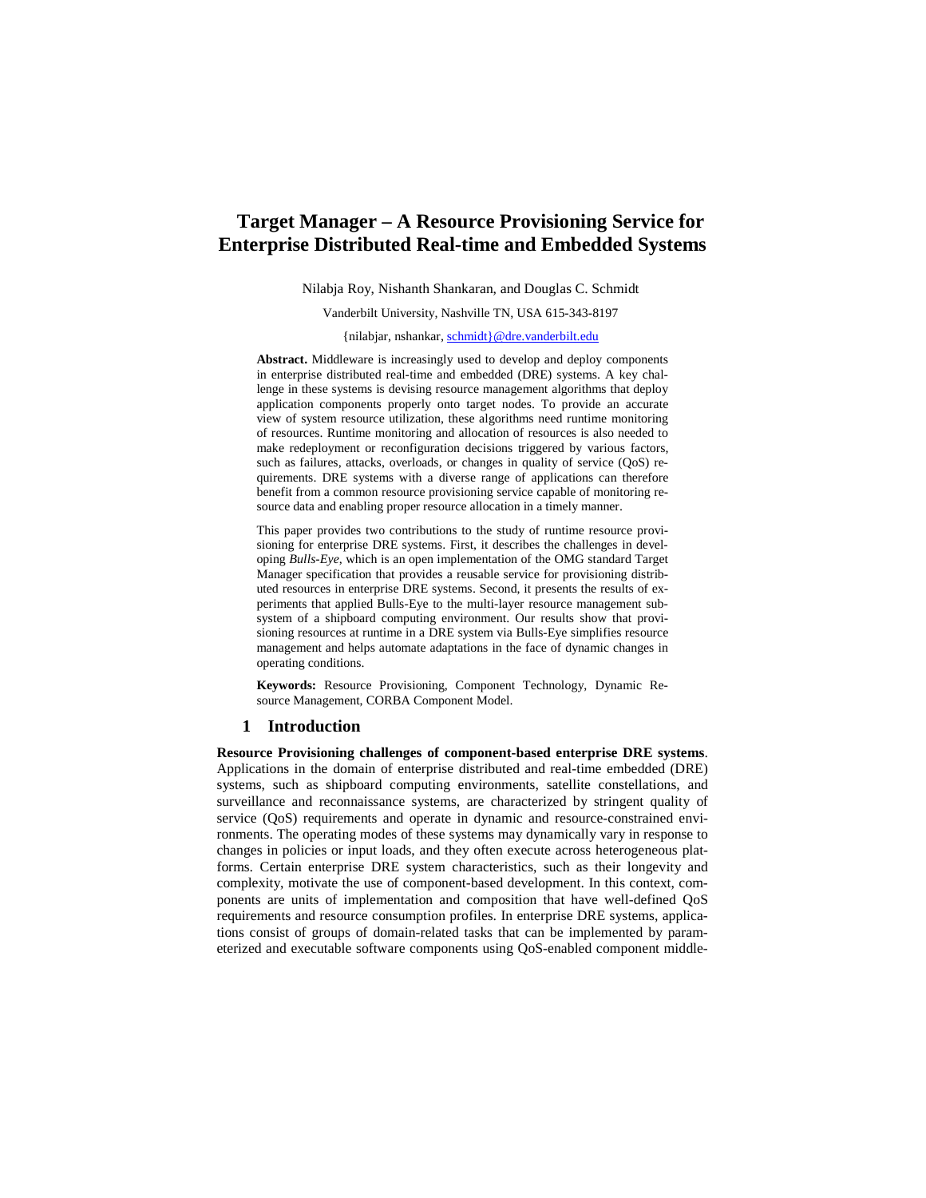# Target Manager – A Resource Provisioning Service for Enterprise Distributed Real-time and Embedded Systems

Nilabja Roy, Nishanth Shankaran, and Douglas C. Schmidt

Vanderbilt University, Nashville TN, USA 615-343-8197

{nilabjar, nshankar, schmidt}@dre.vanderbilt.edu

**Abstract.** Middleware is increasingly used to develop and deploy components in enterprise distributed real-time and embedded (DRE) systems. A key challenge in these systems is devising resource management algorithms that deploy application components properly onto target nodes. To provide an accurate view of system resource utilization, these algorithms need runtime monitoring of resources. Runtime monitoring and allocation of resources is also needed to make redeployment or reconfiguration decisions triggered by various factors, such as failures, attacks, overloads, or changes in quality of service (QoS) requirements. DRE systems with a diverse range of applications can therefore benefit from a common resource provisioning service capable of monitoring resource data and enabling proper resource allocation in a timely manner.

This paper provides two contributions to the study of runtime resource provisioning for enterprise DRE systems. First, it describes the challenges in developing *Bulls-Eye*, which is an open implementation of the OMG standard Target Manager specification that provides a reusable service for provisioning distributed resources in enterprise DRE systems. Second, it presents the results of experiments that applied Bulls-Eye to the multi-layer resource management subsystem of a shipboard computing environment. Our results show that provisioning resources at runtime in a DRE system via Bulls-Eye simplifies resource management and helps automate adaptations in the face of dynamic changes in operating conditions.

**Keywords:** Resource Provisioning, Component Technology, Dynamic Resource Management, CORBA Component Model.

## 1 Introduction

**Resource Provisioning challenges of component-based enterprise DRE systems**. Applications in the domain of enterprise distributed and real-time embedded (DRE) systems, such as shipboard computing environments, satellite constellations, and surveillance and reconnaissance systems, are characterized by stringent quality of service (QoS) requirements and operate in dynamic and resource-constrained environments. The operating modes of these systems may dynamically vary in response to changes in policies or input loads, and they often execute across heterogeneous platforms. Certain enterprise DRE system characteristics, such as their longevity and complexity, motivate the use of component-based development. In this context, components are units of implementation and composition that have well-defined QoS requirements and resource consumption profiles. In enterprise DRE systems, applications consist of groups of domain-related tasks that can be implemented by parameterized and executable software components using QoS-enabled component middle-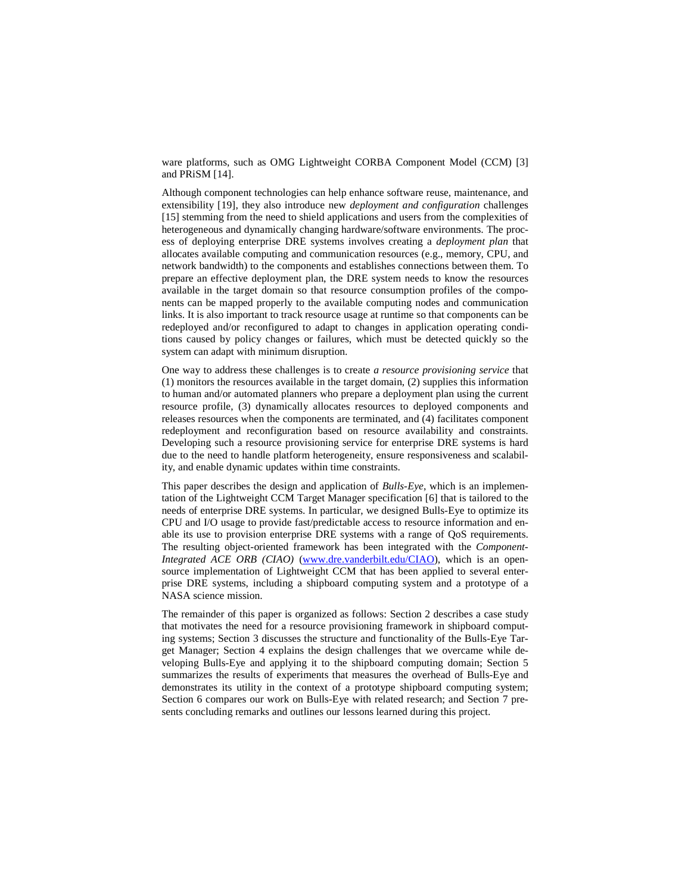ware platforms, such as OMG Lightweight CORBA Component Model (CCM) [3] and PRiSM [14].

Although component technologies can help enhance software reuse, maintenance, and extensibility [19], they also introduce new *deployment and configuration* challenges [15] stemming from the need to shield applications and users from the complexities of heterogeneous and dynamically changing hardware/software environments. The process of deploying enterprise DRE systems involves creating a *deployment plan* that allocates available computing and communication resources (e.g., memory, CPU, and network bandwidth) to the components and establishes connections between them. To prepare an effective deployment plan, the DRE system needs to know the resources available in the target domain so that resource consumption profiles of the components can be mapped properly to the available computing nodes and communication links. It is also important to track resource usage at runtime so that components can be redeployed and/or reconfigured to adapt to changes in application operating conditions caused by policy changes or failures, which must be detected quickly so the system can adapt with minimum disruption.

One way to address these challenges is to create *a resource provisioning service* that (1) monitors the resources available in the target domain, (2) supplies this information to human and/or automated planners who prepare a deployment plan using the current resource profile, (3) dynamically allocates resources to deployed components and releases resources when the components are terminated, and (4) facilitates component redeployment and reconfiguration based on resource availability and constraints. Developing such a resource provisioning service for enterprise DRE systems is hard due to the need to handle platform heterogeneity, ensure responsiveness and scalability, and enable dynamic updates within time constraints.

This paper describes the design and application of *Bulls-Eye*, which is an implementation of the Lightweight CCM Target Manager specification [6] that is tailored to the needs of enterprise DRE systems. In particular, we designed Bulls-Eye to optimize its CPU and I/O usage to provide fast/predictable access to resource information and enable its use to provision enterprise DRE systems with a range of QoS requirements. The resulting object-oriented framework has been integrated with the *Component-Integrated ACE ORB (CIAO)* (www.dre.vanderbilt.edu/CIAO), which is an open-source implementation of Lightweight CCM that has been applied to several enterprise DRE systems, including a shipboard computing system and a prototype of a NASA science mission.

The remainder of this paper is organized as follows: Section 2 describes a case study that motivates the need for a resource provisioning framework in shipboard computing systems; Section 3 discusses the structure and functionality of the Bulls-Eye Target Manager; Section 4 explains the design challenges that we overcame while developing Bulls-Eye and applying it to the shipboard computing domain; Section 5 summarizes the results of experiments that measures the overhead of Bulls-Eye and demonstrates its utility in the context of a prototype shipboard computing system; Section 6 compares our work on Bulls-Eye with related research; and Section 7 presents concluding remarks and outlines our lessons learned during this project.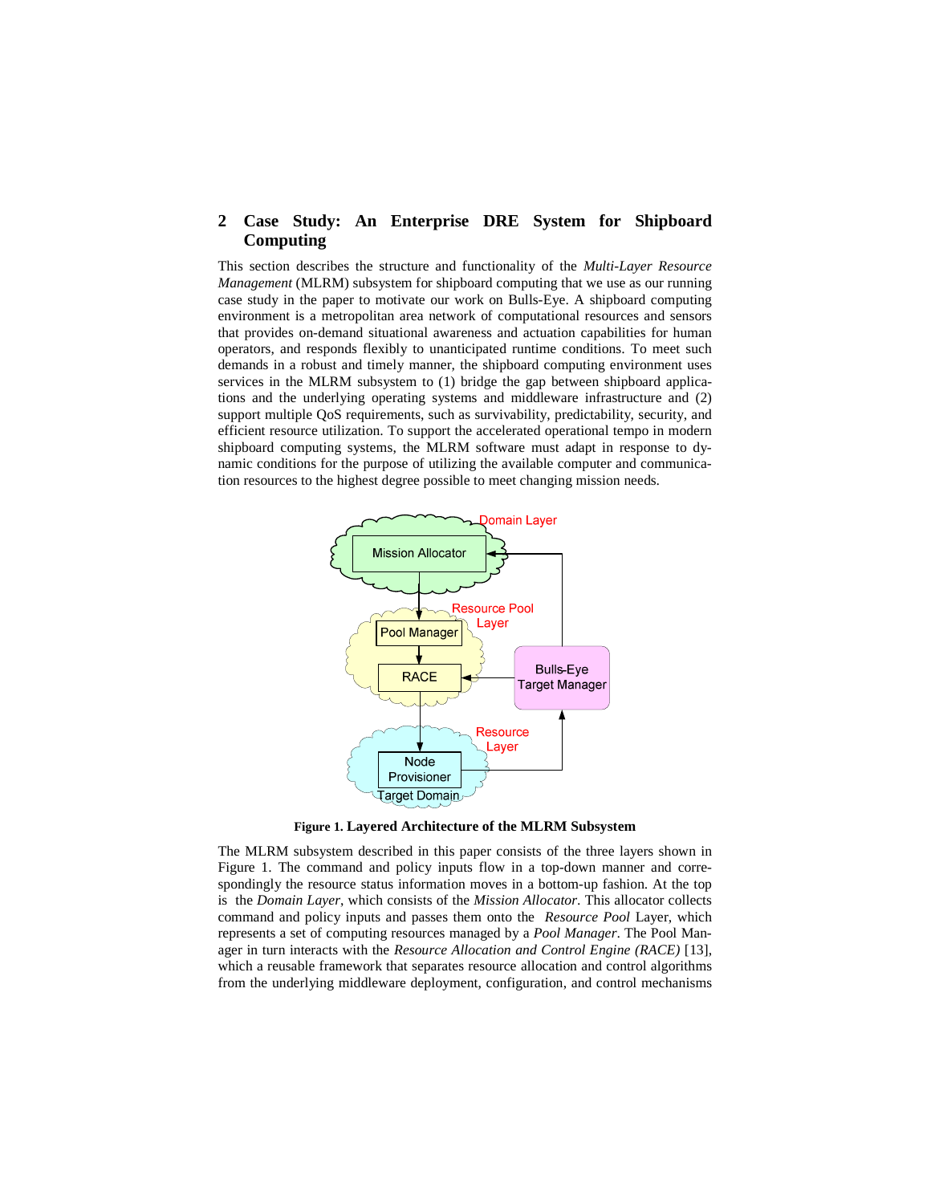## 2 Case Study: An Enterprise DRE System for Shipboard Computing

This section describes the structure and functionality of the *Multi-Layer Resource Management* (MLRM) subsystem for shipboard computing that we use as our running case study in the paper to motivate our work on Bulls-Eye. A shipboard computing environment is a metropolitan area network of computational resources and sensors that provides on-demand situational awareness and actuation capabilities for human operators, and responds flexibly to unanticipated runtime conditions. To meet such demands in a robust and timely manner, the shipboard computing environment uses services in the MLRM subsystem to (1) bridge the gap between shipboard applications and the underlying operating systems and middleware infrastructure and (2) support multiple QoS requirements, such as survivability, predictability, security, and efficient resource utilization. To support the accelerated operational tempo in modern shipboard computing systems, the MLRM software must adapt in response to dynamic conditions for the purpose of utilizing the available computer and communication resources to the highest degree possible to meet changing mission needs.

**Figure 1. Layered Architecture of the MLRM Subsystem**

The MLRM subsystem described in this paper consists of the three layers shown in Figure 1. The command and policy inputs flow in a top-down manner and correspondingly the resource status information moves in a bottom-up fashion. At the top is the *Domain Layer*, which consists of the *Mission Allocator*. This allocator collects command and policy inputs and passes them onto the *Resource Pool* Layer, which represents a set of computing resources managed by a *Pool Manager*. The Pool Manager in turn interacts with the *Resource Allocation and Control Engine (RACE)* [13], which a reusable framework that separates resource allocation and control algorithms from the underlying middleware deployment, configuration, and control mechanisms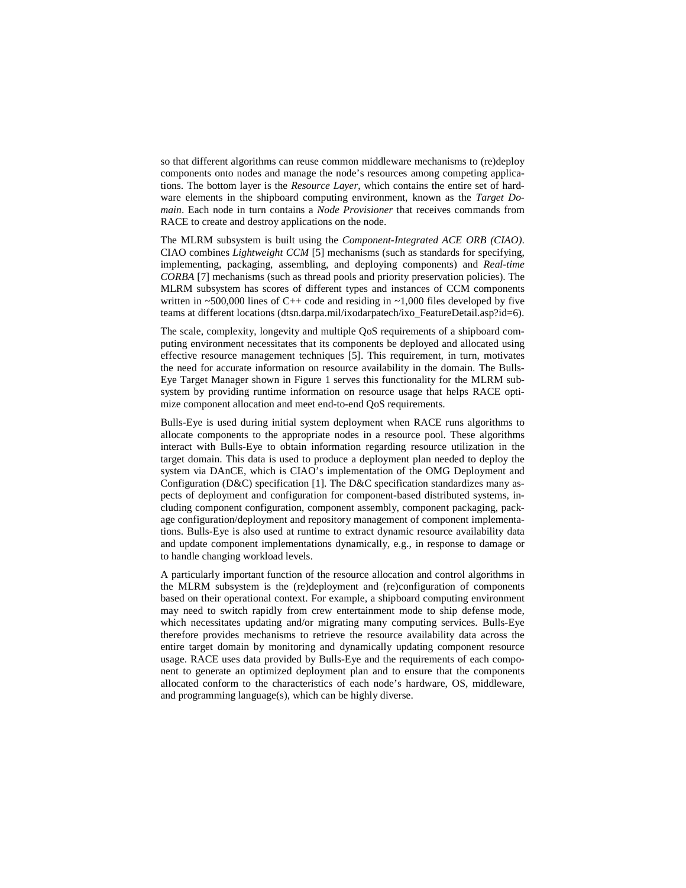so that different algorithms can reuse common middleware mechanisms to (re)deploy components onto nodes and manage the node's resources among competing applications. The bottom layer is the *Resource Layer*, which contains the entire set of hardware elements in the shipboard computing environment, known as the *Target Domain*. Each node in turn contains a *Node Provisioner* that receives commands from RACE to create and destroy applications on the node.

The MLRM subsystem is built using the *Component-Integrated ACE ORB (CIAO)*. CIAO combines *Lightweight CCM* [5] mechanisms (such as standards for specifying, implementing, packaging, assembling, and deploying components) and *Real-time CORBA* [7] mechanisms (such as thread pools and priority preservation policies). The MLRM subsystem has scores of different types and instances of CCM components written in ~500,000 lines of C++ code and residing in ~1,000 files developed by five teams at different locations (dtsn.darpa.mil/ixodarpatech/ixo_FeatureDetail.asp?id=6).

The scale, complexity, longevity and multiple QoS requirements of a shipboard computing environment necessitates that its components be deployed and allocated using effective resource management techniques [5]. This requirement, in turn, motivates the need for accurate information on resource availability in the domain. The Bulls-Eye Target Manager shown in Figure 1 serves this functionality for the MLRM subsystem by providing runtime information on resource usage that helps RACE optimize component allocation and meet end-to-end QoS requirements.

Bulls-Eye is used during initial system deployment when RACE runs algorithms to allocate components to the appropriate nodes in a resource pool. These algorithms interact with Bulls-Eye to obtain information regarding resource utilization in the target domain. This data is used to produce a deployment plan needed to deploy the system via DAnCE, which is CIAO's implementation of the OMG Deployment and Configuration (D&C) specification [1]. The D&C specification standardizes many aspects of deployment and configuration for component-based distributed systems, including component configuration, component assembly, component packaging, package configuration/deployment and repository management of component implementations. Bulls-Eye is also used at runtime to extract dynamic resource availability data and update component implementations dynamically, e.g., in response to damage or to handle changing workload levels.

A particularly important function of the resource allocation and control algorithms in the MLRM subsystem is the (re)deployment and (re)configuration of components based on their operational context. For example, a shipboard computing environment may need to switch rapidly from crew entertainment mode to ship defense mode, which necessitates updating and/or migrating many computing services. Bulls-Eye therefore provides mechanisms to retrieve the resource availability data across the entire target domain by monitoring and dynamically updating component resource usage. RACE uses data provided by Bulls-Eye and the requirements of each component to generate an optimized deployment plan and to ensure that the components allocated conform to the characteristics of each node's hardware, OS, middleware, and programming language(s), which can be highly diverse.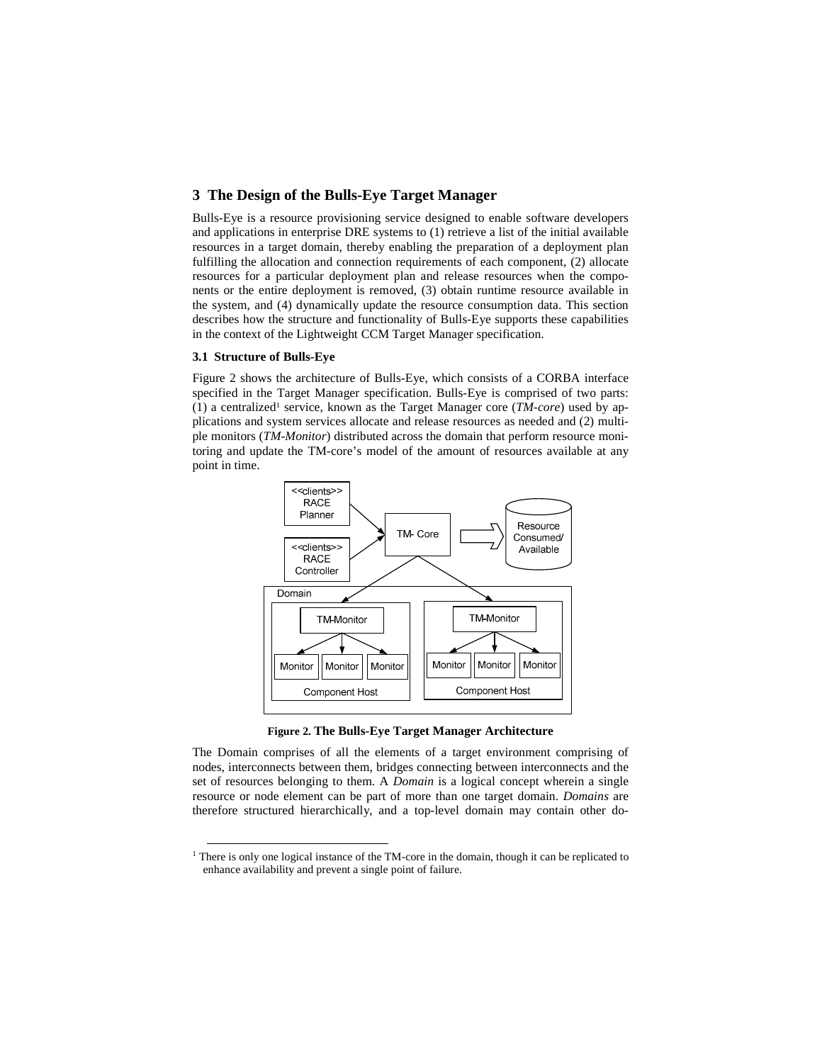## 3 The Design of the Bulls-Eye Target Manager

Bulls-Eye is a resource provisioning service designed to enable software developers and applications in enterprise DRE systems to (1) retrieve a list of the initial available resources in a target domain, thereby enabling the preparation of a deployment plan fulfilling the allocation and connection requirements of each component, (2) allocate resources for a particular deployment plan and release resources when the components or the entire deployment is removed, (3) obtain runtime resource available in the system, and (4) dynamically update the resource consumption data. This section describes how the structure and functionality of Bulls-Eye supports these capabilities in the context of the Lightweight CCM Target Manager specification.

### 3.1 Structure of Bulls-Eye

Figure 2 shows the architecture of Bulls-Eye, which consists of a CORBA interface specified in the Target Manager specification. Bulls-Eye is comprised of two parts: (1) a centralized[1] service, known as the Target Manager core (*TM-core*) used by applications and system services allocate and release resources as needed and (2) multiple monitors (*TM-Monitor*) distributed across the domain that perform resource monitoring and update the TM-core's model of the amount of resources available at any point in time.

**Figure 2. The Bulls-Eye Target Manager Architecture**

The Domain comprises of all the elements of a target environment comprising of nodes, interconnects between them, bridges connecting between interconnects and the set of resources belonging to them. A *Domain* is a logical concept wherein a single resource or node element can be part of more than one target domain. *Domains* are therefore structured hierarchically, and a top-level domain may contain other do-

[1] There is only one logical instance of the TM-core in the domain, though it can be replicated to enhance availability and prevent a single point of failure.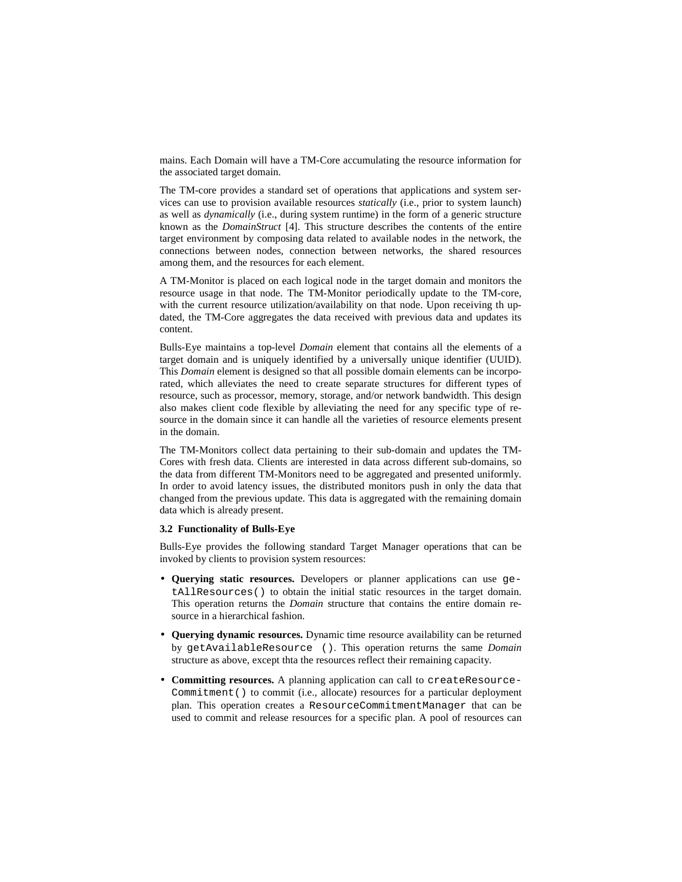mains. Each Domain will have a TM-Core accumulating the resource information for the associated target domain.

The TM-core provides a standard set of operations that applications and system services can use to provision available resources *statically* (i.e., prior to system launch) as well as *dynamically* (i.e., during system runtime) in the form of a generic structure known as the *DomainStruct* [4]. This structure describes the contents of the entire target environment by composing data related to available nodes in the network, the connections between nodes, connection between networks, the shared resources among them, and the resources for each element.

A TM-Monitor is placed on each logical node in the target domain and monitors the resource usage in that node. The TM-Monitor periodically update to the TM-core, with the current resource utilization/availability on that node. Upon receiving th updated, the TM-Core aggregates the data received with previous data and updates its content.

Bulls-Eye maintains a top-level *Domain* element that contains all the elements of a target domain and is uniquely identified by a universally unique identifier (UUID). This *Domain* element is designed so that all possible domain elements can be incorporated, which alleviates the need to create separate structures for different types of resource, such as processor, memory, storage, and/or network bandwidth. This design also makes client code flexible by alleviating the need for any specific type of resource in the domain since it can handle all the varieties of resource elements present in the domain.

The TM-Monitors collect data pertaining to their sub-domain and updates the TM-Cores with fresh data. Clients are interested in data across different sub-domains, so the data from different TM-Monitors need to be aggregated and presented uniformly. In order to avoid latency issues, the distributed monitors push in only the data that changed from the previous update. This data is aggregated with the remaining domain data which is already present.

### 3.2 Functionality of Bulls-Eye

Bulls-Eye provides the following standard Target Manager operations that can be invoked by clients to provision system resources:

- **Querying static resources.** Developers or planner applications can use `getAllResources()` to obtain the initial static resources in the target domain. This operation returns the *Domain* structure that contains the entire domain resource in a hierarchical fashion.
- **Querying dynamic resources.** Dynamic time resource availability can be returned by `getAvailableResource ()`. This operation returns the same *Domain* structure as above, except thta the resources reflect their remaining capacity.
- **Committing resources.** A planning application can call to `createResourceCommitment()` to commit (i.e., allocate) resources for a particular deployment plan. This operation creates a `ResourceCommitmentManager` that can be used to commit and release resources for a specific plan. A pool of resources can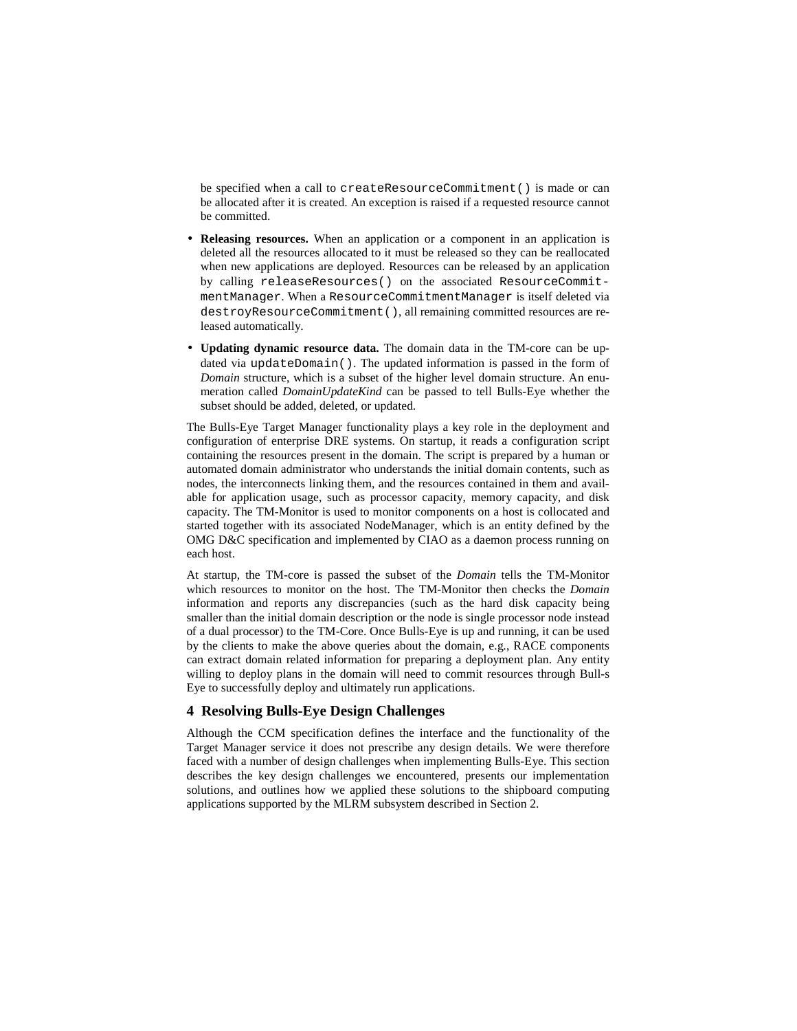be specified when a call to `createResourceCommitment()` is made or can be allocated after it is created. An exception is raised if a requested resource cannot be committed.

- **Releasing resources.** When an application or a component in an application is deleted all the resources allocated to it must be released so they can be reallocated when new applications are deployed. Resources can be released by an application by calling `releaseResources()` on the associated `ResourceCommitmentManager`. When a `ResourceCommitmentManager` is itself deleted via `destroyResourceCommitment()`, all remaining committed resources are released automatically.
- **Updating dynamic resource data.** The domain data in the TM-core can be updated via `updateDomain()`. The updated information is passed in the form of *Domain* structure, which is a subset of the higher level domain structure. An enumeration called *DomainUpdateKind* can be passed to tell Bulls-Eye whether the subset should be added, deleted, or updated.

The Bulls-Eye Target Manager functionality plays a key role in the deployment and configuration of enterprise DRE systems. On startup, it reads a configuration script containing the resources present in the domain. The script is prepared by a human or automated domain administrator who understands the initial domain contents, such as nodes, the interconnects linking them, and the resources contained in them and available for application usage, such as processor capacity, memory capacity, and disk capacity. The TM-Monitor is used to monitor components on a host is collocated and started together with its associated NodeManager, which is an entity defined by the OMG D&C specification and implemented by CIAO as a daemon process running on each host.

At startup, the TM-core is passed the subset of the *Domain* tells the TM-Monitor which resources to monitor on the host. The TM-Monitor then checks the *Domain* information and reports any discrepancies (such as the hard disk capacity being smaller than the initial domain description or the node is single processor node instead of a dual processor) to the TM-Core. Once Bulls-Eye is up and running, it can be used by the clients to make the above queries about the domain, e.g., RACE components can extract domain related information for preparing a deployment plan. Any entity willing to deploy plans in the domain will need to commit resources through Bull-s Eye to successfully deploy and ultimately run applications.

## 4 Resolving Bulls-Eye Design Challenges

Although the CCM specification defines the interface and the functionality of the Target Manager service it does not prescribe any design details. We were therefore faced with a number of design challenges when implementing Bulls-Eye. This section describes the key design challenges we encountered, presents our implementation solutions, and outlines how we applied these solutions to the shipboard computing applications supported by the MLRM subsystem described in Section 2.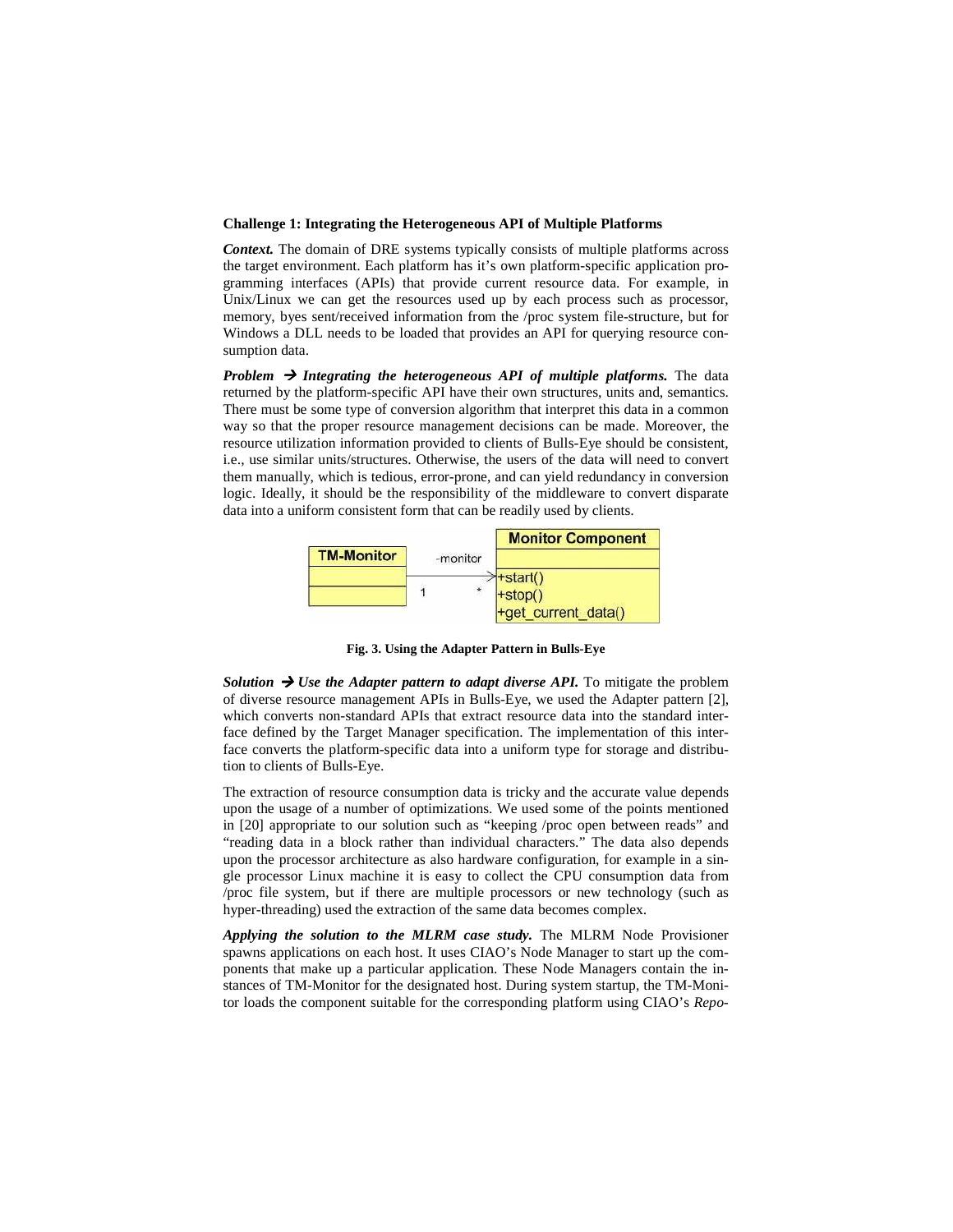**Challenge 1: Integrating the Heterogeneous API of Multiple Platforms**

***Context.*** The domain of DRE systems typically consists of multiple platforms across the target environment. Each platform has it's own platform-specific application programming interfaces (APIs) that provide current resource data. For example, in Unix/Linux we can get the resources used up by each process such as processor, memory, byes sent/received information from the /proc system file-structure, but for Windows a DLL needs to be loaded that provides an API for querying resource consumption data.

***Problem → Integrating the heterogeneous API of multiple platforms.*** The data returned by the platform-specific API have their own structures, units and, semantics. There must be some type of conversion algorithm that interpret this data in a common way so that the proper resource management decisions can be made. Moreover, the resource utilization information provided to clients of Bulls-Eye should be consistent, i.e., use similar units/structures. Otherwise, the users of the data will need to convert them manually, which is tedious, error-prone, and can yield redundancy in conversion logic. Ideally, it should be the responsibility of the middleware to convert disparate data into a uniform consistent form that can be readily used by clients.

**Fig. 3. Using the Adapter Pattern in Bulls-Eye**

***Solution → Use the Adapter pattern to adapt diverse API.*** To mitigate the problem of diverse resource management APIs in Bulls-Eye, we used the Adapter pattern [2], which converts non-standard APIs that extract resource data into the standard interface defined by the Target Manager specification. The implementation of this interface converts the platform-specific data into a uniform type for storage and distribution to clients of Bulls-Eye.

The extraction of resource consumption data is tricky and the accurate value depends upon the usage of a number of optimizations. We used some of the points mentioned in [20] appropriate to our solution such as "keeping /proc open between reads" and "reading data in a block rather than individual characters." The data also depends upon the processor architecture as also hardware configuration, for example in a single processor Linux machine it is easy to collect the CPU consumption data from /proc file system, but if there are multiple processors or new technology (such as hyper-threading) used the extraction of the same data becomes complex.

***Applying the solution to the MLRM case study.*** The MLRM Node Provisioner spawns applications on each host. It uses CIAO's Node Manager to start up the components that make up a particular application. These Node Managers contain the instances of TM-Monitor for the designated host. During system startup, the TM-Monitor loads the component suitable for the corresponding platform using CIAO's *Repo-*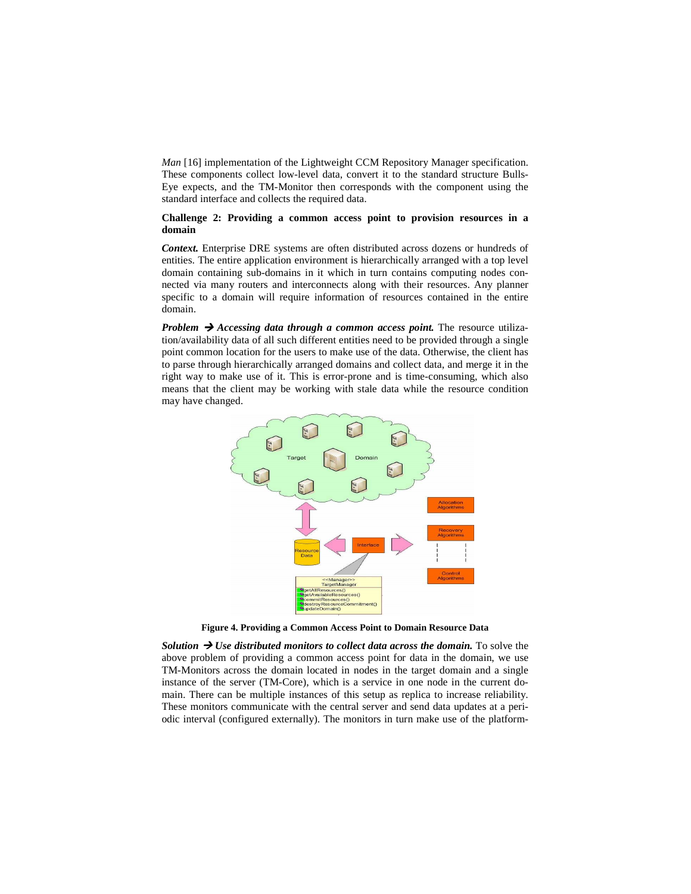*Man* [16] implementation of the Lightweight CCM Repository Manager specification. These components collect low-level data, convert it to the standard structure Bulls-Eye expects, and the TM-Monitor then corresponds with the component using the standard interface and collects the required data.

**Challenge 2: Providing a common access point to provision resources in a domain**

***Context.*** Enterprise DRE systems are often distributed across dozens or hundreds of entities. The entire application environment is hierarchically arranged with a top level domain containing sub-domains in it which in turn contains computing nodes connected via many routers and interconnects along with their resources. Any planner specific to a domain will require information of resources contained in the entire domain.

***Problem → Accessing data through a common access point.*** The resource utilization/availability data of all such different entities need to be provided through a single point common location for the users to make use of the data. Otherwise, the client has to parse through hierarchically arranged domains and collect data, and merge it in the right way to make use of it. This is error-prone and is time-consuming, which also means that the client may be working with stale data while the resource condition may have changed.

**Figure 4. Providing a Common Access Point to Domain Resource Data**

***Solution → Use distributed monitors to collect data across the domain.*** To solve the above problem of providing a common access point for data in the domain, we use TM-Monitors across the domain located in nodes in the target domain and a single instance of the server (TM-Core), which is a service in one node in the current domain. There can be multiple instances of this setup as replica to increase reliability. These monitors communicate with the central server and send data updates at a periodic interval (configured externally). The monitors in turn make use of the platform-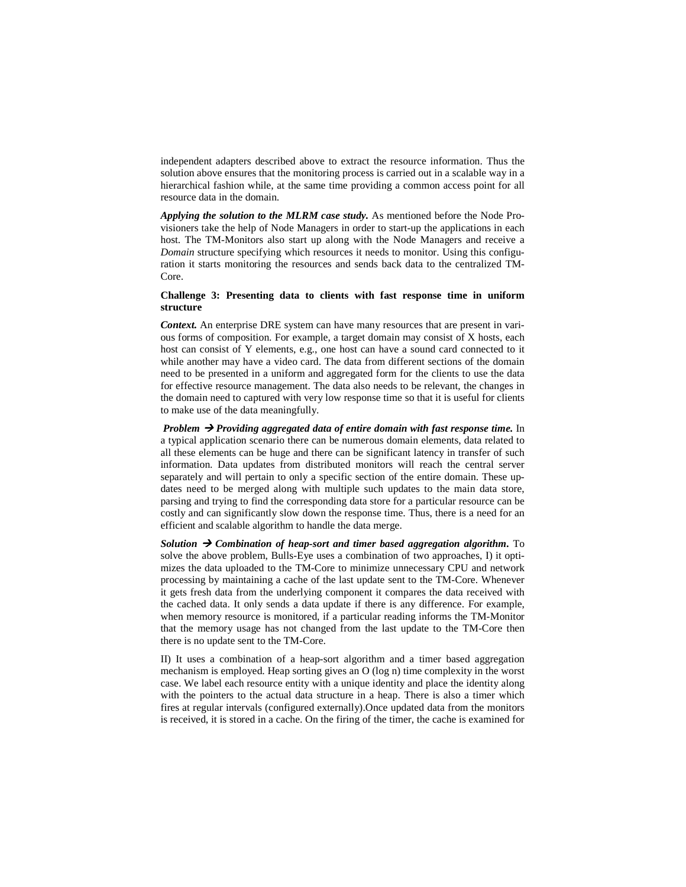independent adapters described above to extract the resource information. Thus the solution above ensures that the monitoring process is carried out in a scalable way in a hierarchical fashion while, at the same time providing a common access point for all resource data in the domain.

***Applying the solution to the MLRM case study.*** As mentioned before the Node Provisioners take the help of Node Managers in order to start-up the applications in each host. The TM-Monitors also start up along with the Node Managers and receive a *Domain* structure specifying which resources it needs to monitor. Using this configuration it starts monitoring the resources and sends back data to the centralized TM-Core.

**Challenge 3: Presenting data to clients with fast response time in uniform structure**

***Context.*** An enterprise DRE system can have many resources that are present in various forms of composition. For example, a target domain may consist of X hosts, each host can consist of Y elements, e.g., one host can have a sound card connected to it while another may have a video card. The data from different sections of the domain need to be presented in a uniform and aggregated form for the clients to use the data for effective resource management. The data also needs to be relevant, the changes in the domain need to captured with very low response time so that it is useful for clients to make use of the data meaningfully.

***Problem → Providing aggregated data of entire domain with fast response time.*** In a typical application scenario there can be numerous domain elements, data related to all these elements can be huge and there can be significant latency in transfer of such information. Data updates from distributed monitors will reach the central server separately and will pertain to only a specific section of the entire domain. These updates need to be merged along with multiple such updates to the main data store, parsing and trying to find the corresponding data store for a particular resource can be costly and can significantly slow down the response time. Thus, there is a need for an efficient and scalable algorithm to handle the data merge.

***Solution → Combination of heap-sort and timer based aggregation algorithm.*** To solve the above problem, Bulls-Eye uses a combination of two approaches, I) it optimizes the data uploaded to the TM-Core to minimize unnecessary CPU and network processing by maintaining a cache of the last update sent to the TM-Core. Whenever it gets fresh data from the underlying component it compares the data received with the cached data. It only sends a data update if there is any difference. For example, when memory resource is monitored, if a particular reading informs the TM-Monitor that the memory usage has not changed from the last update to the TM-Core then there is no update sent to the TM-Core.

II) It uses a combination of a heap-sort algorithm and a timer based aggregation mechanism is employed. Heap sorting gives an O (log n) time complexity in the worst case. We label each resource entity with a unique identity and place the identity along with the pointers to the actual data structure in a heap. There is also a timer which fires at regular intervals (configured externally).Once updated data from the monitors is received, it is stored in a cache. On the firing of the timer, the cache is examined for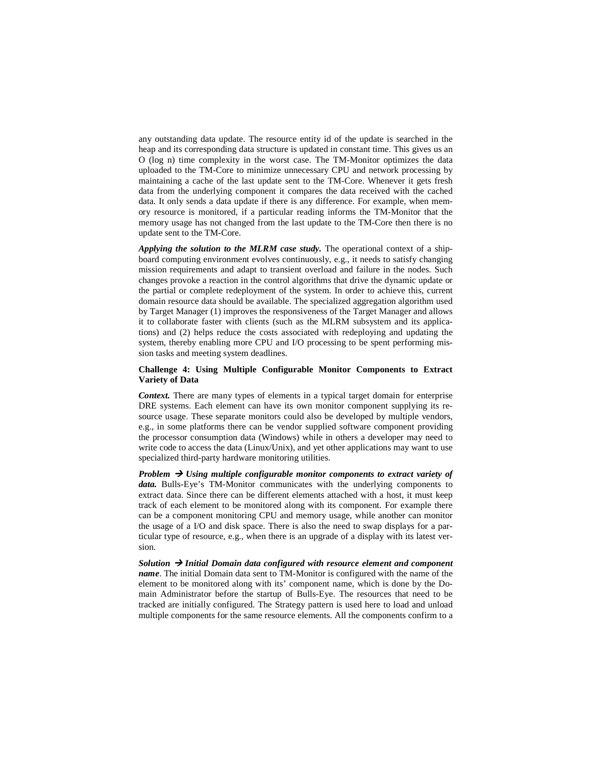any outstanding data update. The resource entity id of the update is searched in the heap and its corresponding data structure is updated in constant time. This gives us an O (log n) time complexity in the worst case. The TM-Monitor optimizes the data uploaded to the TM-Core to minimize unnecessary CPU and network processing by maintaining a cache of the last update sent to the TM-Core. Whenever it gets fresh data from the underlying component it compares the data received with the cached data. It only sends a data update if there is any difference. For example, when memory resource is monitored, if a particular reading informs the TM-Monitor that the memory usage has not changed from the last update to the TM-Core then there is no update sent to the TM-Core.

***Applying the solution to the MLRM case study.*** The operational context of a shipboard computing environment evolves continuously, e.g., it needs to satisfy changing mission requirements and adapt to transient overload and failure in the nodes. Such changes provoke a reaction in the control algorithms that drive the dynamic update or the partial or complete redeployment of the system. In order to achieve this, current domain resource data should be available. The specialized aggregation algorithm used by Target Manager (1) improves the responsiveness of the Target Manager and allows it to collaborate faster with clients (such as the MLRM subsystem and its applications) and (2) helps reduce the costs associated with redeploying and updating the system, thereby enabling more CPU and I/O processing to be spent performing mission tasks and meeting system deadlines.

**Challenge 4: Using Multiple Configurable Monitor Components to Extract Variety of Data**

***Context.*** There are many types of elements in a typical target domain for enterprise DRE systems. Each element can have its own monitor component supplying its resource usage. These separate monitors could also be developed by multiple vendors, e.g., in some platforms there can be vendor supplied software component providing the processor consumption data (Windows) while in others a developer may need to write code to access the data (Linux/Unix), and yet other applications may want to use specialized third-party hardware monitoring utilities.

***Problem → Using multiple configurable monitor components to extract variety of data.*** Bulls-Eye's TM-Monitor communicates with the underlying components to extract data. Since there can be different elements attached with a host, it must keep track of each element to be monitored along with its component. For example there can be a component monitoring CPU and memory usage, while another can monitor the usage of a I/O and disk space. There is also the need to swap displays for a particular type of resource, e.g., when there is an upgrade of a display with its latest version.

***Solution → Initial Domain data configured with resource element and component name***. The initial Domain data sent to TM-Monitor is configured with the name of the element to be monitored along with its' component name, which is done by the Domain Administrator before the startup of Bulls-Eye. The resources that need to be tracked are initially configured. The Strategy pattern is used here to load and unload multiple components for the same resource elements. All the components confirm to a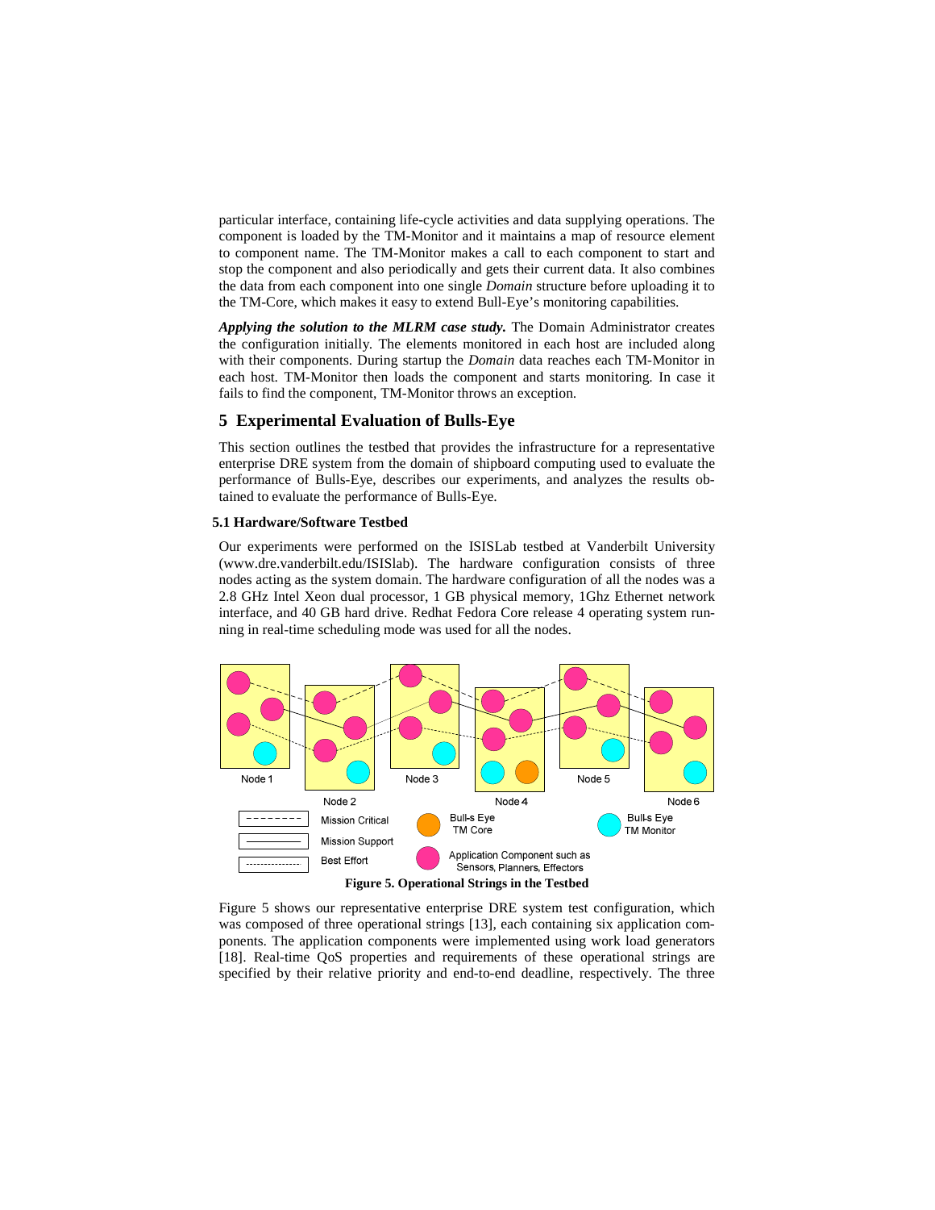particular interface, containing life-cycle activities and data supplying operations. The component is loaded by the TM-Monitor and it maintains a map of resource element to component name. The TM-Monitor makes a call to each component to start and stop the component and also periodically and gets their current data. It also combines the data from each component into one single *Domain* structure before uploading it to the TM-Core, which makes it easy to extend Bull-Eye's monitoring capabilities.

***Applying the solution to the MLRM case study.*** The Domain Administrator creates the configuration initially. The elements monitored in each host are included along with their components. During startup the *Domain* data reaches each TM-Monitor in each host. TM-Monitor then loads the component and starts monitoring. In case it fails to find the component, TM-Monitor throws an exception.

## 5 Experimental Evaluation of Bulls-Eye

This section outlines the testbed that provides the infrastructure for a representative enterprise DRE system from the domain of shipboard computing used to evaluate the performance of Bulls-Eye, describes our experiments, and analyzes the results obtained to evaluate the performance of Bulls-Eye.

### 5.1 Hardware/Software Testbed

Our experiments were performed on the ISISLab testbed at Vanderbilt University (www.dre.vanderbilt.edu/ISISlab). The hardware configuration consists of three nodes acting as the system domain. The hardware configuration of all the nodes was a 2.8 GHz Intel Xeon dual processor, 1 GB physical memory, 1Ghz Ethernet network interface, and 40 GB hard drive. Redhat Fedora Core release 4 operating system running in real-time scheduling mode was used for all the nodes.

**Figure 5. Operational Strings in the Testbed**

Figure 5 shows our representative enterprise DRE system test configuration, which was composed of three operational strings [13], each containing six application components. The application components were implemented using work load generators [18]. Real-time QoS properties and requirements of these operational strings are specified by their relative priority and end-to-end deadline, respectively. The three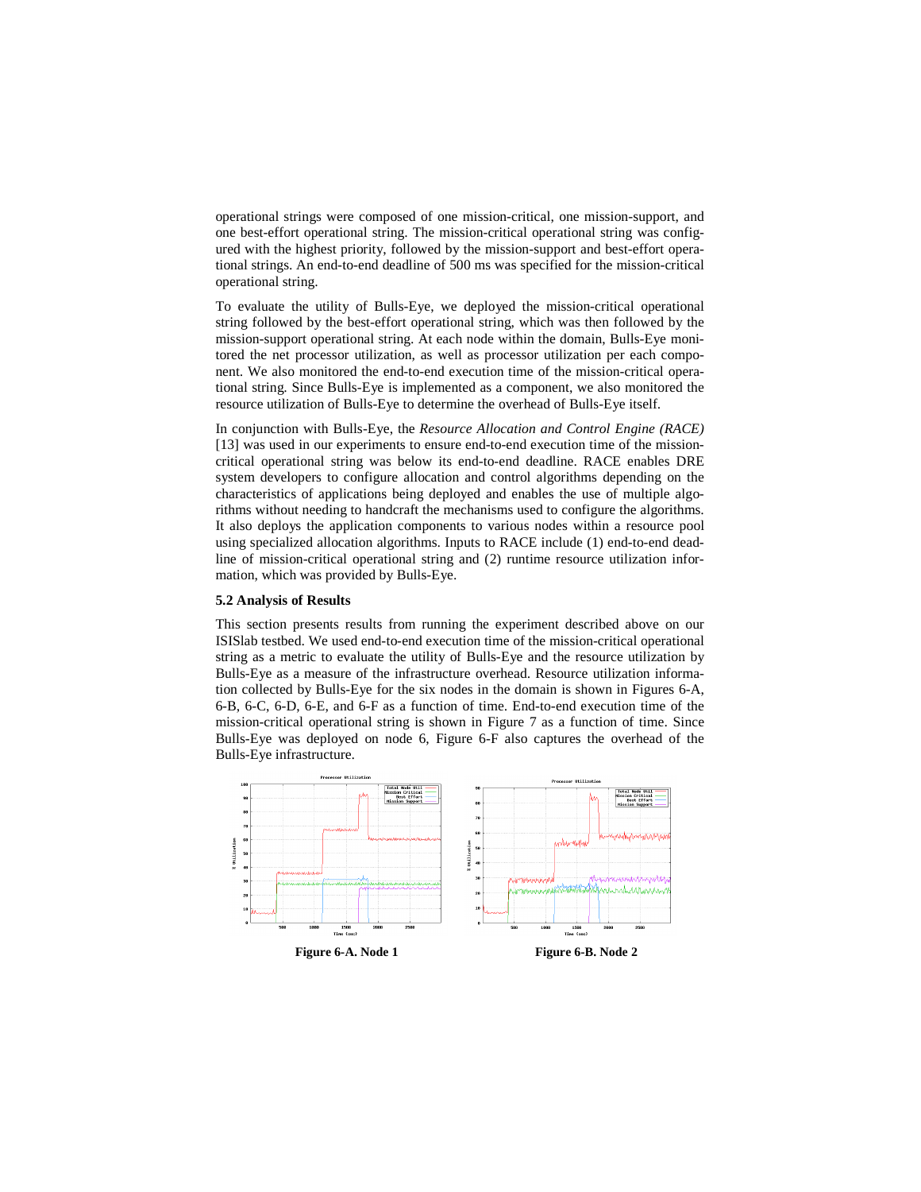operational strings were composed of one mission-critical, one mission-support, and one best-effort operational string. The mission-critical operational string was configured with the highest priority, followed by the mission-support and best-effort operational strings. An end-to-end deadline of 500 ms was specified for the mission-critical operational string.

To evaluate the utility of Bulls-Eye, we deployed the mission-critical operational string followed by the best-effort operational string, which was then followed by the mission-support operational string. At each node within the domain, Bulls-Eye monitored the net processor utilization, as well as processor utilization per each component. We also monitored the end-to-end execution time of the mission-critical operational string. Since Bulls-Eye is implemented as a component, we also monitored the resource utilization of Bulls-Eye to determine the overhead of Bulls-Eye itself.

In conjunction with Bulls-Eye, the *Resource Allocation and Control Engine (RACE)* [13] was used in our experiments to ensure end-to-end execution time of the mission-critical operational string was below its end-to-end deadline. RACE enables DRE system developers to configure allocation and control algorithms depending on the characteristics of applications being deployed and enables the use of multiple algorithms without needing to handcraft the mechanisms used to configure the algorithms. It also deploys the application components to various nodes within a resource pool using specialized allocation algorithms. Inputs to RACE include (1) end-to-end deadline of mission-critical operational string and (2) runtime resource utilization information, which was provided by Bulls-Eye.

### 5.2 Analysis of Results

This section presents results from running the experiment described above on our ISISlab testbed. We used end-to-end execution time of the mission-critical operational string as a metric to evaluate the utility of Bulls-Eye and the resource utilization by Bulls-Eye as a measure of the infrastructure overhead. Resource utilization information collected by Bulls-Eye for the six nodes in the domain is shown in Figures 6-A, 6-B, 6-C, 6-D, 6-E, and 6-F as a function of time. End-to-end execution time of the mission-critical operational string is shown in Figure 7 as a function of time. Since Bulls-Eye was deployed on node 6, Figure 6-F also captures the overhead of the Bulls-Eye infrastructure.

**Figure 6-A. Node 1**

**Figure 6-B. Node 2**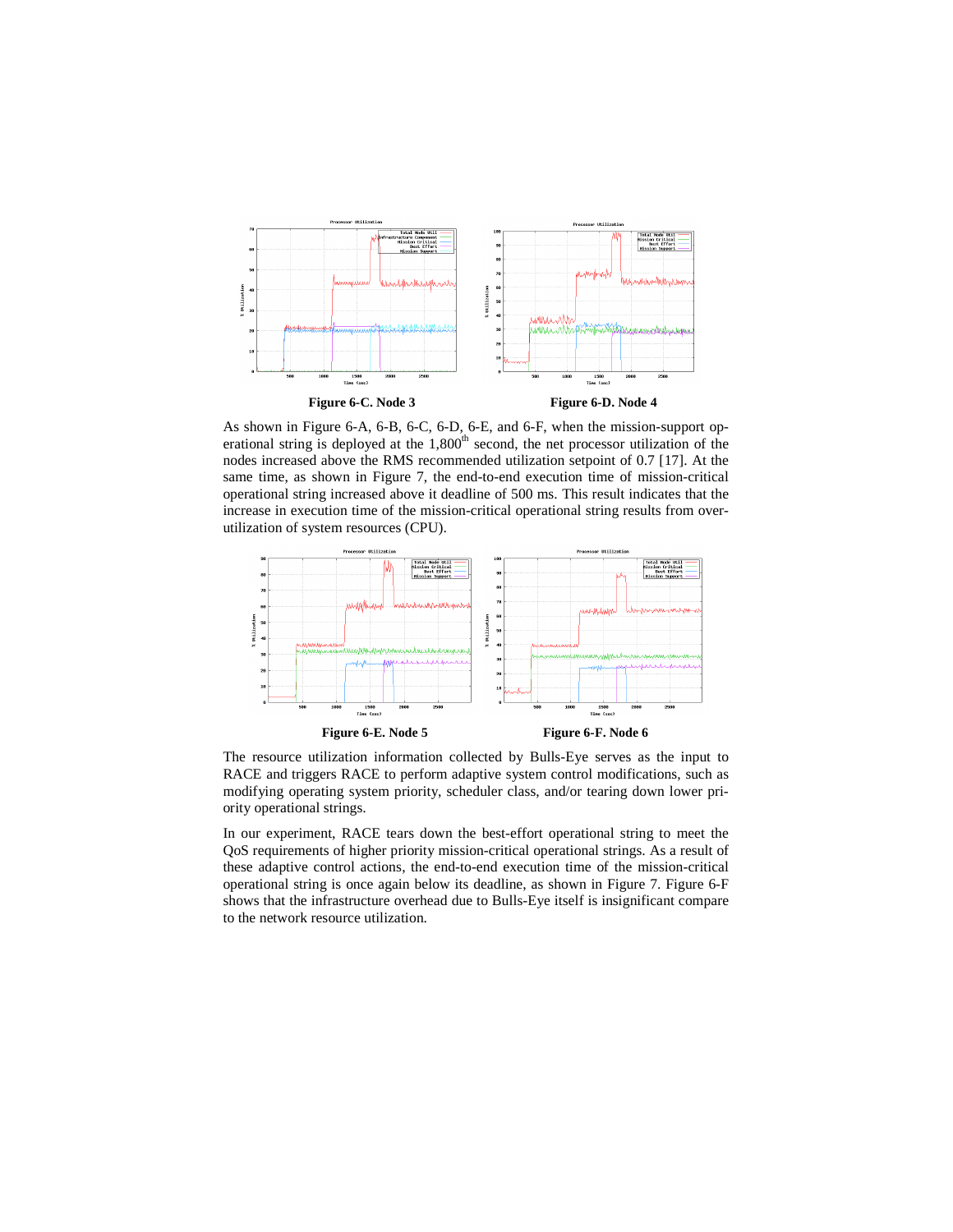**Figure 6-C. Node 3**

**Figure 6-D. Node 4**

As shown in Figure 6-A, 6-B, 6-C, 6-D, 6-E, and 6-F, when the mission-support operational string is deployed at the 1,800$^{th}$ second, the net processor utilization of the nodes increased above the RMS recommended utilization setpoint of 0.7 [17]. At the same time, as shown in Figure 7, the end-to-end execution time of mission-critical operational string increased above it deadline of 500 ms. This result indicates that the increase in execution time of the mission-critical operational string results from over-utilization of system resources (CPU).

**Figure 6-E. Node 5**

**Figure 6-F. Node 6**

The resource utilization information collected by Bulls-Eye serves as the input to RACE and triggers RACE to perform adaptive system control modifications, such as modifying operating system priority, scheduler class, and/or tearing down lower priority operational strings.

In our experiment, RACE tears down the best-effort operational string to meet the QoS requirements of higher priority mission-critical operational strings. As a result of these adaptive control actions, the end-to-end execution time of the mission-critical operational string is once again below its deadline, as shown in Figure 7. Figure 6-F shows that the infrastructure overhead due to Bulls-Eye itself is insignificant compare to the network resource utilization.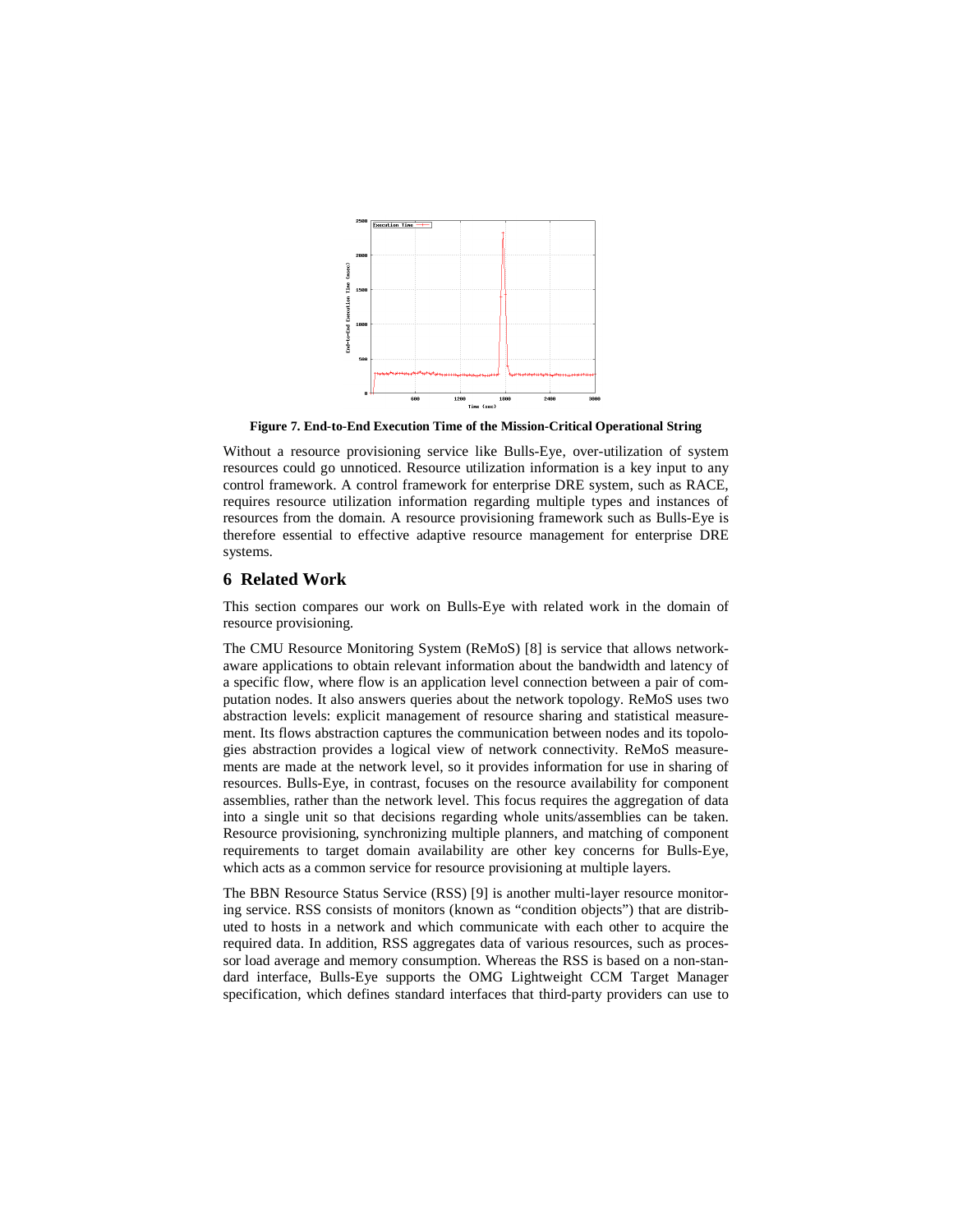**Figure 7. End-to-End Execution Time of the Mission-Critical Operational String**

Without a resource provisioning service like Bulls-Eye, over-utilization of system resources could go unnoticed. Resource utilization information is a key input to any control framework. A control framework for enterprise DRE system, such as RACE, requires resource utilization information regarding multiple types and instances of resources from the domain. A resource provisioning framework such as Bulls-Eye is therefore essential to effective adaptive resource management for enterprise DRE systems.

## 6 Related Work

This section compares our work on Bulls-Eye with related work in the domain of resource provisioning.

The CMU Resource Monitoring System (ReMoS) [8] is service that allows network-aware applications to obtain relevant information about the bandwidth and latency of a specific flow, where flow is an application level connection between a pair of computation nodes. It also answers queries about the network topology. ReMoS uses two abstraction levels: explicit management of resource sharing and statistical measurement. Its flows abstraction captures the communication between nodes and its topologies abstraction provides a logical view of network connectivity. ReMoS measurements are made at the network level, so it provides information for use in sharing of resources. Bulls-Eye, in contrast, focuses on the resource availability for component assemblies, rather than the network level. This focus requires the aggregation of data into a single unit so that decisions regarding whole units/assemblies can be taken. Resource provisioning, synchronizing multiple planners, and matching of component requirements to target domain availability are other key concerns for Bulls-Eye, which acts as a common service for resource provisioning at multiple layers.

The BBN Resource Status Service (RSS) [9] is another multi-layer resource monitoring service. RSS consists of monitors (known as "condition objects") that are distributed to hosts in a network and which communicate with each other to acquire the required data. In addition, RSS aggregates data of various resources, such as processor load average and memory consumption. Whereas the RSS is based on a non-standard interface, Bulls-Eye supports the OMG Lightweight CCM Target Manager specification, which defines standard interfaces that third-party providers can use to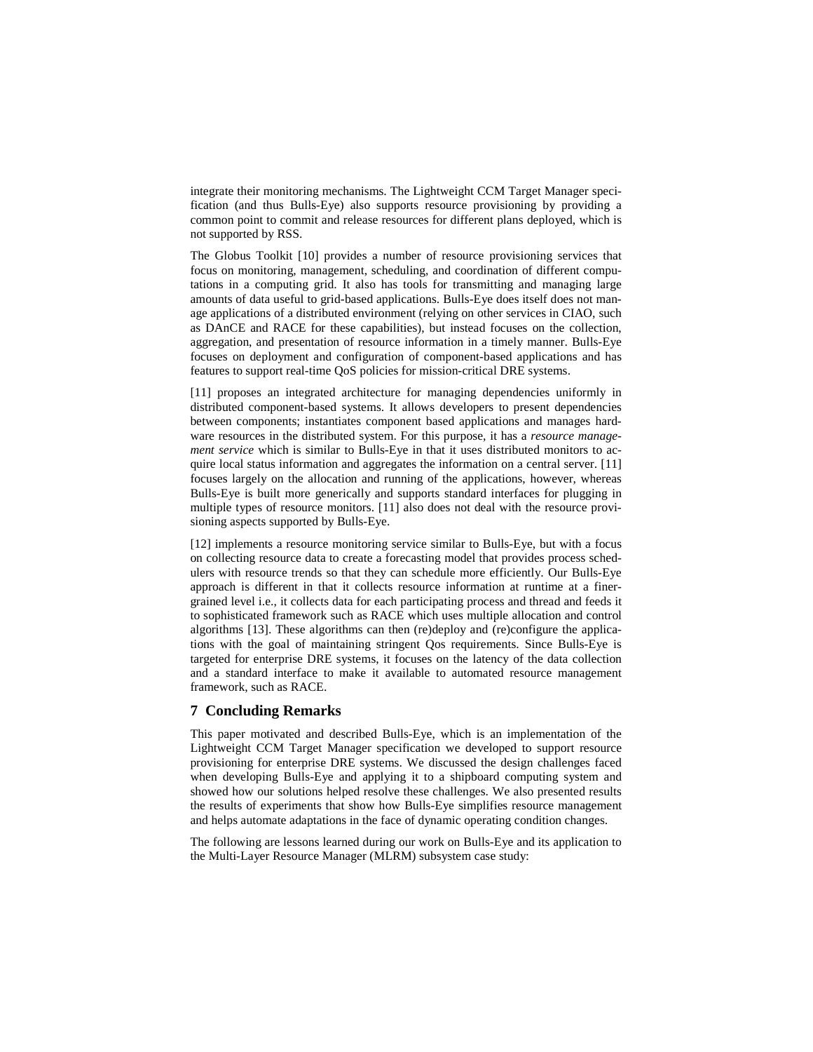integrate their monitoring mechanisms. The Lightweight CCM Target Manager specification (and thus Bulls-Eye) also supports resource provisioning by providing a common point to commit and release resources for different plans deployed, which is not supported by RSS.

The Globus Toolkit [10] provides a number of resource provisioning services that focus on monitoring, management, scheduling, and coordination of different computations in a computing grid. It also has tools for transmitting and managing large amounts of data useful to grid-based applications. Bulls-Eye does itself does not manage applications of a distributed environment (relying on other services in CIAO, such as DAnCE and RACE for these capabilities), but instead focuses on the collection, aggregation, and presentation of resource information in a timely manner. Bulls-Eye focuses on deployment and configuration of component-based applications and has features to support real-time QoS policies for mission-critical DRE systems.

[11] proposes an integrated architecture for managing dependencies uniformly in distributed component-based systems. It allows developers to present dependencies between components; instantiates component based applications and manages hardware resources in the distributed system. For this purpose, it has a *resource management service* which is similar to Bulls-Eye in that it uses distributed monitors to acquire local status information and aggregates the information on a central server. [11] focuses largely on the allocation and running of the applications, however, whereas Bulls-Eye is built more generically and supports standard interfaces for plugging in multiple types of resource monitors. [11] also does not deal with the resource provisioning aspects supported by Bulls-Eye.

[12] implements a resource monitoring service similar to Bulls-Eye, but with a focus on collecting resource data to create a forecasting model that provides process schedulers with resource trends so that they can schedule more efficiently. Our Bulls-Eye approach is different in that it collects resource information at runtime at a finer-grained level i.e., it collects data for each participating process and thread and feeds it to sophisticated framework such as RACE which uses multiple allocation and control algorithms [13]. These algorithms can then (re)deploy and (re)configure the applications with the goal of maintaining stringent Qos requirements. Since Bulls-Eye is targeted for enterprise DRE systems, it focuses on the latency of the data collection and a standard interface to make it available to automated resource management framework, such as RACE.

## 7 Concluding Remarks

This paper motivated and described Bulls-Eye, which is an implementation of the Lightweight CCM Target Manager specification we developed to support resource provisioning for enterprise DRE systems. We discussed the design challenges faced when developing Bulls-Eye and applying it to a shipboard computing system and showed how our solutions helped resolve these challenges. We also presented results the results of experiments that show how Bulls-Eye simplifies resource management and helps automate adaptations in the face of dynamic operating condition changes.

The following are lessons learned during our work on Bulls-Eye and its application to the Multi-Layer Resource Manager (MLRM) subsystem case study: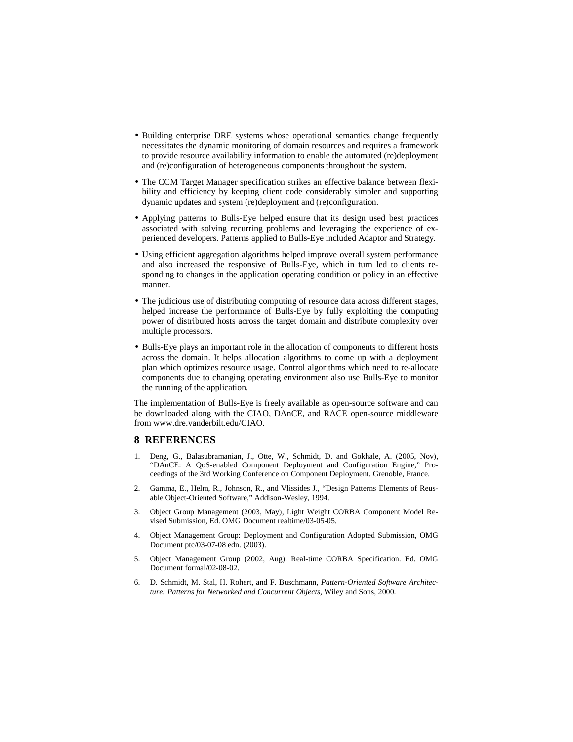- Building enterprise DRE systems whose operational semantics change frequently necessitates the dynamic monitoring of domain resources and requires a framework to provide resource availability information to enable the automated (re)deployment and (re)configuration of heterogeneous components throughout the system.
- The CCM Target Manager specification strikes an effective balance between flexibility and efficiency by keeping client code considerably simpler and supporting dynamic updates and system (re)deployment and (re)configuration.
- Applying patterns to Bulls-Eye helped ensure that its design used best practices associated with solving recurring problems and leveraging the experience of experienced developers. Patterns applied to Bulls-Eye included Adaptor and Strategy.
- Using efficient aggregation algorithms helped improve overall system performance and also increased the responsive of Bulls-Eye, which in turn led to clients responding to changes in the application operating condition or policy in an effective manner.
- The judicious use of distributing computing of resource data across different stages, helped increase the performance of Bulls-Eye by fully exploiting the computing power of distributed hosts across the target domain and distribute complexity over multiple processors.
- Bulls-Eye plays an important role in the allocation of components to different hosts across the domain. It helps allocation algorithms to come up with a deployment plan which optimizes resource usage. Control algorithms which need to re-allocate components due to changing operating environment also use Bulls-Eye to monitor the running of the application.

The implementation of Bulls-Eye is freely available as open-source software and can be downloaded along with the CIAO, DAnCE, and RACE open-source middleware from www.dre.vanderbilt.edu/CIAO.

## 8 REFERENCES

1. Deng, G., Balasubramanian, J., Otte, W., Schmidt, D. and Gokhale, A. (2005, Nov), "DAnCE: A QoS-enabled Component Deployment and Configuration Engine," Proceedings of the 3rd Working Conference on Component Deployment. Grenoble, France.
2. Gamma, E., Helm, R., Johnson, R., and Vlissides J., "Design Patterns Elements of Reusable Object-Oriented Software," Addison-Wesley, 1994.
3. Object Group Management (2003, May), Light Weight CORBA Component Model Revised Submission, Ed. OMG Document realtime/03-05-05.
4. Object Management Group: Deployment and Configuration Adopted Submission, OMG Document ptc/03-07-08 edn. (2003).
5. Object Management Group (2002, Aug). Real-time CORBA Specification. Ed. OMG Document formal/02-08-02.
6. D. Schmidt, M. Stal, H. Rohert, and F. Buschmann, *Pattern-Oriented Software Architecture: Patterns for Networked and Concurrent Objects*, Wiley and Sons, 2000.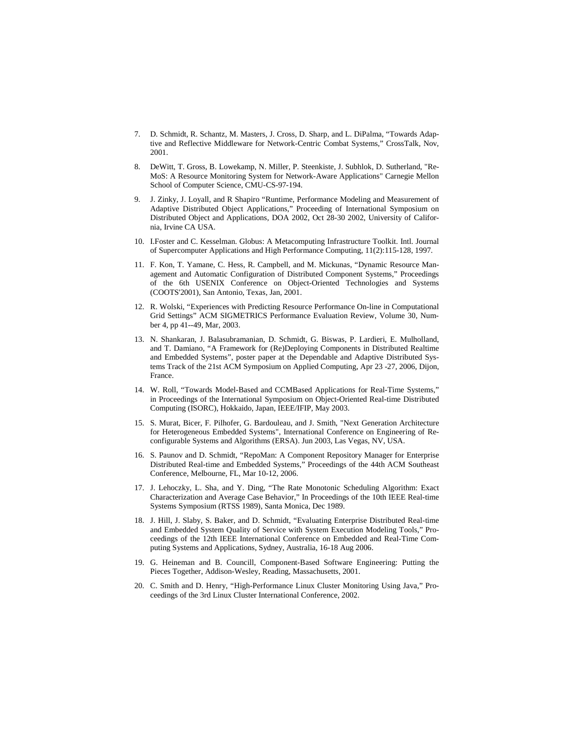7. D. Schmidt, R. Schantz, M. Masters, J. Cross, D. Sharp, and L. DiPalma, "Towards Adaptive and Reflective Middleware for Network-Centric Combat Systems," CrossTalk, Nov, 2001.

8. DeWitt, T. Gross, B. Lowekamp, N. Miller, P. Steenkiste, J. Subhlok, D. Sutherland, "ReMoS: A Resource Monitoring System for Network-Aware Applications" Carnegie Mellon School of Computer Science, CMU-CS-97-194.

9. J. Zinky, J. Loyall, and R Shapiro "Runtime, Performance Modeling and Measurement of Adaptive Distributed Object Applications," Proceeding of International Symposium on Distributed Object and Applications, DOA 2002, Oct 28-30 2002, University of California, Irvine CA USA.

10. I.Foster and C. Kesselman. Globus: A Metacomputing Infrastructure Toolkit. Intl. Journal of Supercomputer Applications and High Performance Computing, 11(2):115-128, 1997.

11. F. Kon, T. Yamane, C. Hess, R. Campbell, and M. Mickunas, "Dynamic Resource Management and Automatic Configuration of Distributed Component Systems," Proceedings of the 6th USENIX Conference on Object-Oriented Technologies and Systems (COOTS'2001), San Antonio, Texas, Jan, 2001.

12. R. Wolski, "Experiences with Predicting Resource Performance On-line in Computational Grid Settings" ACM SIGMETRICS Performance Evaluation Review, Volume 30, Number 4, pp 41--49, Mar, 2003.

13. N. Shankaran, J. Balasubramanian, D. Schmidt, G. Biswas, P. Lardieri, E. Mulholland, and T. Damiano, "A Framework for (Re)Deploying Components in Distributed Realtime and Embedded Systems", poster paper at the Dependable and Adaptive Distributed Systems Track of the 21st ACM Symposium on Applied Computing, Apr 23 -27, 2006, Dijon, France.

14. W. Roll, "Towards Model-Based and CCMBased Applications for Real-Time Systems," in Proceedings of the International Symposium on Object-Oriented Real-time Distributed Computing (ISORC), Hokkaido, Japan, IEEE/IFIP, May 2003.

15. S. Murat, Bicer, F. Pilhofer, G. Bardouleau, and J. Smith, "Next Generation Architecture for Heterogeneous Embedded Systems", International Conference on Engineering of Reconfigurable Systems and Algorithms (ERSA). Jun 2003, Las Vegas, NV, USA.

16. S. Paunov and D. Schmidt, "RepoMan: A Component Repository Manager for Enterprise Distributed Real-time and Embedded Systems," Proceedings of the 44th ACM Southeast Conference, Melbourne, FL, Mar 10-12, 2006.

17. J. Lehoczky, L. Sha, and Y. Ding, "The Rate Monotonic Scheduling Algorithm: Exact Characterization and Average Case Behavior," In Proceedings of the 10th IEEE Real-time Systems Symposium (RTSS 1989), Santa Monica, Dec 1989.

18. J. Hill, J. Slaby, S. Baker, and D. Schmidt, "Evaluating Enterprise Distributed Real-time and Embedded System Quality of Service with System Execution Modeling Tools," Proceedings of the 12th IEEE International Conference on Embedded and Real-Time Computing Systems and Applications, Sydney, Australia, 16-18 Aug 2006.

19. G. Heineman and B. Councill, Component-Based Software Engineering: Putting the Pieces Together, Addison-Wesley, Reading, Massachusetts, 2001.

20. C. Smith and D. Henry, "High-Performance Linux Cluster Monitoring Using Java," Proceedings of the 3rd Linux Cluster International Conference, 2002.